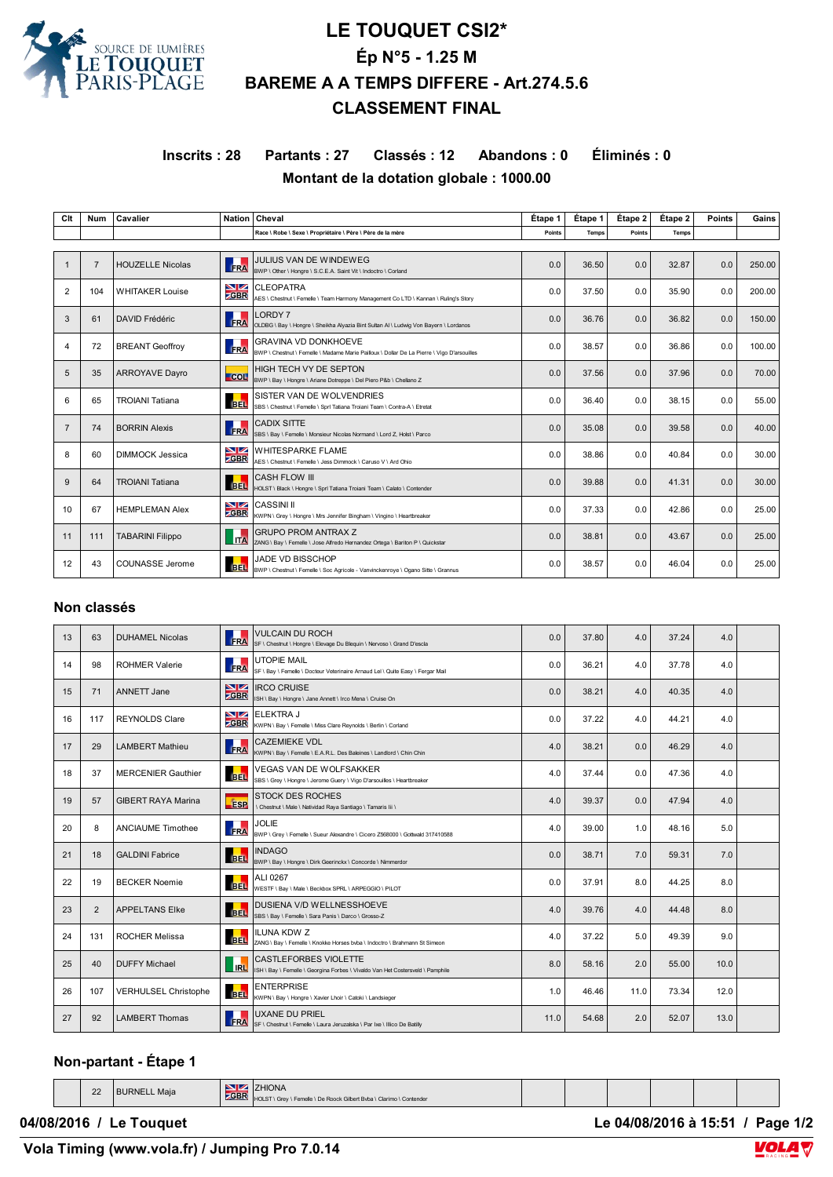# LE TOUQUET CSI2*

## Ép N°5 - 1.25 M

## BAREME A A TEMPS DIFFERE - Art.274.5.6

## CLASSEMENT FINAL

**Inscrits : 28 Partants : 27 Classés : 12 Abandons : 0 Éliminés : 0**

**Montant de la dotation globale : 1000.00**

| Clt | Num | Cavalier | Nation | Cheval<br>Race \ Robe \ Sexe \ Propriétaire \ Père \ Père de la mère | Étape 1<br>Points | Étape 1<br>Temps | Étape 2<br>Points | Étape 2<br>Temps | Points | Gains |
|---|---|---|---|---|---|---|---|---|---|---|
| 1 | 7 | HOUZELLE Nicolas | FRA | JULIUS VAN DE WINDEWEG<br>BWP \ Other \ Hongre \ S.C.E.A. Saint Vit \ Indoctro \ Corland | 0.0 | 36.50 | 0.0 | 32.87 | 0.0 | 250.00 |
| 2 | 104 | WHITAKER Louise | GBR | CLEOPATRA<br>AES \ Chestnut \ Femelle \ Team Harmony Management Co LTD \ Kannan \ Ruling's Story | 0.0 | 37.50 | 0.0 | 35.90 | 0.0 | 200.00 |
| 3 | 61 | DAVID Frédéric | FRA | LORDY 7<br>OLDBG \ Bay \ Hongre \ Sheikha Alyazia Bint Sultan Al \ Ludwig Von Bayern \ Lordanos | 0.0 | 36.76 | 0.0 | 36.82 | 0.0 | 150.00 |
| 4 | 72 | BREANT Geoffroy | FRA | GRAVINA VD DONKHOEVE<br>BWP \ Chestnut \ Femelle \ Madame Marie Pailloux \ Dollar De La Pierre \ Vigo D'arsouilles | 0.0 | 38.57 | 0.0 | 36.86 | 0.0 | 100.00 |
| 5 | 35 | ARROYAVE Dayro | COL | HIGH TECH VY DE SEPTON<br>BWP \ Bay \ Hongre \ Ariane Dotreppe \ Del Piero P&b \ Chellano Z | 0.0 | 37.56 | 0.0 | 37.96 | 0.0 | 70.00 |
| 6 | 65 | TROIANI Tatiana | BEL | SISTER VAN DE WOLVENDRIES<br>SBS \ Chestnut \ Femelle \ Sprl Tatiana Troiani Team \ Contra-A \ Etretat | 0.0 | 36.40 | 0.0 | 38.15 | 0.0 | 55.00 |
| 7 | 74 | BORRIN Alexis | FRA | CADIX SITTE<br>SBS \ Bay \ Femelle \ Monsieur Nicolas Normand \ Lord Z, Holst \ Parco | 0.0 | 35.08 | 0.0 | 39.58 | 0.0 | 40.00 |
| 8 | 60 | DIMMOCK Jessica | GBR | WHITESPARKE FLAME<br>AES \ Chestnut \ Femelle \ Jess Dimmock \ Caruso V \ Ard Ohio | 0.0 | 38.86 | 0.0 | 40.84 | 0.0 | 30.00 |
| 9 | 64 | TROIANI Tatiana | BEL | CASH FLOW III<br>HOLST \ Black \ Hongre \ Sprl Tatiana Troiani Team \ Calato \ Contender | 0.0 | 39.88 | 0.0 | 41.31 | 0.0 | 30.00 |
| 10 | 67 | HEMPLEMAN Alex | GBR | CASSINI II<br>KWPN \ Grey \ Hongre \ Mrs Jennifer Bingham \ Vingino \ Heartbreaker | 0.0 | 37.33 | 0.0 | 42.86 | 0.0 | 25.00 |
| 11 | 111 | TABARINI Filippo | ITA | GRUPO PROM ANTRAX Z<br>ZANG \ Bay \ Femelle \ Jose Alfredo Hernandez Ortega \ Bariton P \ Quickstar | 0.0 | 38.81 | 0.0 | 43.67 | 0.0 | 25.00 |
| 12 | 43 | COUNASSE Jerome | BEL | JADE VD BISSCHOP<br>BWP \ Chestnut \ Femelle \ Soc Agricole - Vanvinckenroye \ Ogano Sitte \ Grannus | 0.0 | 38.57 | 0.0 | 46.04 | 0.0 | 25.00 |

### Non classés

| Clt | Num | Cavalier | Nation | Cheval | Étape 1 Points | Étape 1 Temps | Étape 2 Points | Étape 2 Temps | Points | Gains |
|---|---|---|---|---|---|---|---|---|---|---|
| 13 | 63 | DUHAMEL Nicolas | FRA | VULCAIN DU ROCH<br>SF \ Chestnut \ Hongre \ Elevage Du Blequin \ Nervoso \ Grand D'escla | 0.0 | 37.80 | 4.0 | 37.24 | 4.0 | |
| 14 | 98 | ROHMER Valerie | FRA | UTOPIE MAIL<br>SF \ Bay \ Femelle \ Docteur Veterinaire Arnaud Lel \ Quite Easy \ Fergar Mail | 0.0 | 36.21 | 4.0 | 37.78 | 4.0 | |
| 15 | 71 | ANNETT Jane | GBR | IRCO CRUISE<br>ISH \ Bay \ Hongre \ Jane Annett \ Irco Mena \ Cruise On | 0.0 | 38.21 | 4.0 | 40.35 | 4.0 | |
| 16 | 117 | REYNOLDS Clare | GBR | ELEKTRA J<br>KWPN \ Bay \ Femelle \ Miss Clare Reynolds \ Berlin \ Corland | 0.0 | 37.22 | 4.0 | 44.21 | 4.0 | |
| 17 | 29 | LAMBERT Mathieu | FRA | CAZEMIEKE VDL<br>KWPN \ Bay \ Femelle \ E.A.R.L. Des Baleines \ Landlord \ Chin Chin | 4.0 | 38.21 | 0.0 | 46.29 | 4.0 | |
| 18 | 37 | MERCENIER Gauthier | BEL | VEGAS VAN DE WOLFSAKKER<br>SBS \ Grey \ Hongre \ Jerome Guery \ Vigo D'arsouilles \ Heartbreaker | 4.0 | 37.44 | 0.0 | 47.36 | 4.0 | |
| 19 | 57 | GIBERT RAYA Marina | ESP | STOCK DES ROCHES<br>\ Chestnut \ Male \ Natividad Raya Santiago \ Tamaris Iii \ | 4.0 | 39.37 | 0.0 | 47.94 | 4.0 | |
| 20 | 8 | ANCIAUME Timothee | FRA | JOLIE<br>BWP \ Grey \ Femelle \ Sueur Alexandre \ Cicero Z568000 \ Gottwald 317410588 | 4.0 | 39.00 | 1.0 | 48.16 | 5.0 | |
| 21 | 18 | GALDINI Fabrice | BEL | INDAGO<br>BWP \ Bay \ Hongre \ Dirk Geerinckx \ Concorde \ Nimmerdor | 0.0 | 38.71 | 7.0 | 59.31 | 7.0 | |
| 22 | 19 | BECKER Noemie | BEL | ALI 0267<br>WESTF \ Bay \ Male \ Beckbox SPRL \ ARPEGGIO \ PILOT | 0.0 | 37.91 | 8.0 | 44.25 | 8.0 | |
| 23 | 2 | APPELTANS Elke | BEL | DUSIENA V/D WELLNESSHOEVE<br>SBS \ Bay \ Femelle \ Sara Panis \ Darco \ Grosso-Z | 4.0 | 39.76 | 4.0 | 44.48 | 8.0 | |
| 24 | 131 | ROCHER Melissa | BEL | ILUNA KDW Z<br>ZANG \ Bay \ Femelle \ Knokke Horses bvba \ Indoctro \ Brahmann St Simeon | 4.0 | 37.22 | 5.0 | 49.39 | 9.0 | |
| 25 | 40 | DUFFY Michael | IRL | CASTLEFORBES VIOLETTE<br>ISH \ Bay \ Femelle \ Georgina Forbes \ Vivaldo Van Het Costersveld \ Pamphile | 8.0 | 58.16 | 2.0 | 55.00 | 10.0 | |
| 26 | 107 | VERHULSEL Christophe | BEL | ENTERPRISE<br>KWPN \ Bay \ Hongre \ Xavier Lhoir \ Catoki \ Landsieger | 1.0 | 46.46 | 11.0 | 73.34 | 12.0 | |
| 27 | 92 | LAMBERT Thomas | FRA | UXANE DU PRIEL<br>SF \ Chestnut \ Femelle \ Laura Jeruzalska \ Par Ixe \ Illico De Batilly | 11.0 | 54.68 | 2.0 | 52.07 | 13.0 | |

### Non-partant - Étape 1

| Clt | Num | Cavalier | Nation | Cheval | Étape 1 Points | Étape 1 Temps | Étape 2 Points | Étape 2 Temps | Points | Gains |
|---|---|---|---|---|---|---|---|---|---|---|
| | 22 | BURNELL Maja | GBR | ZHIONA<br>HOLST \ Grey \ Femelle \ De Roock Gilbert Bvba \ Clarimo \ Contender | | | | | | |

**04/08/2016 / Le Touquet** **Le 04/08/2016 à 15:51**

**Vola Timing (www.vola.fr) / Jumping Pro 7.0.14**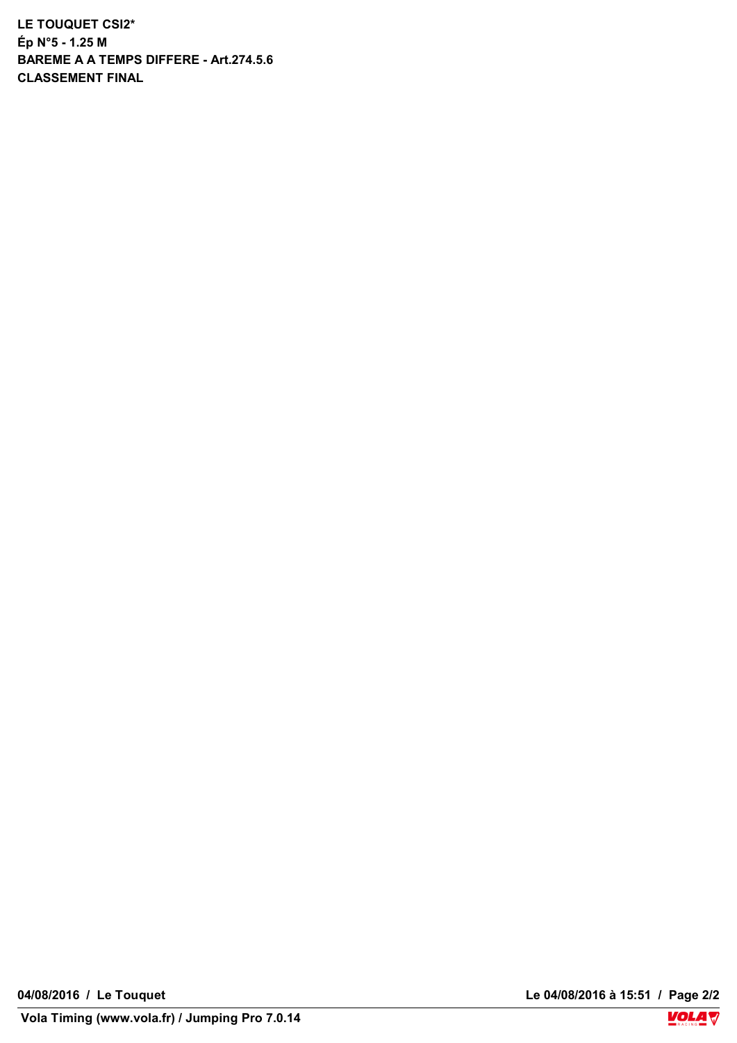**LE TOUQUET CSI2***
**Ép N°5 - 1.25 M**
**BAREME A A TEMPS DIFFERE - Art.274.5.6**
**CLASSEMENT FINAL**